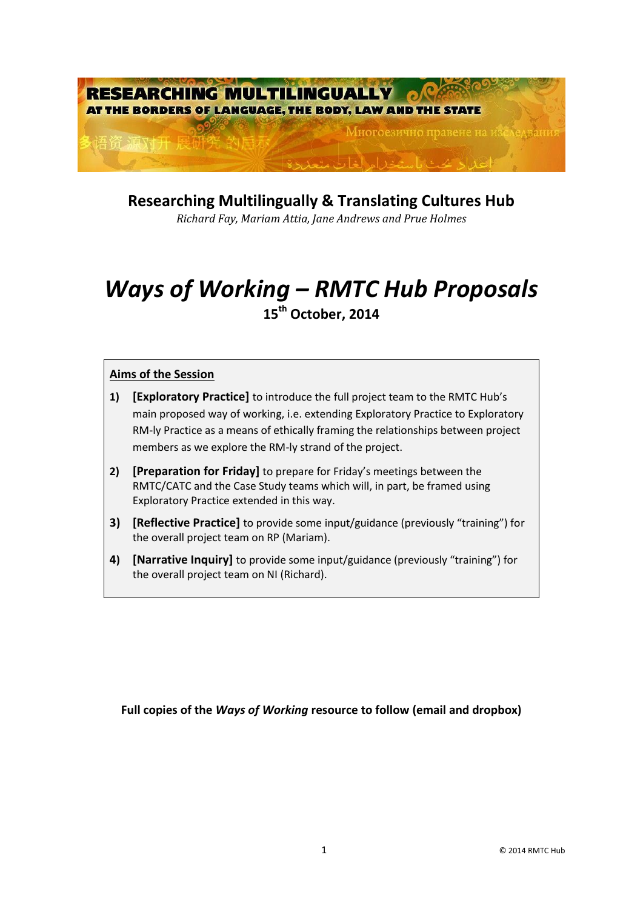**RESEARCHING MULTILINGUALLY**
**AT THE BORDERS OF LANGUAGE, THE BODY, LAW AND THE STATE**

多语资源对开展研究的启示

Многоезично правене на изследвания

إعداد بحث باستخدام لغات متعددة

## Researching Multilingually & Translating Cultures Hub

*Richard Fay, Mariam Attia, Jane Andrews and Prue Holmes*

# *Ways of Working – RMTC Hub Proposals*

**15th October, 2014**

**Aims of the Session**

1) **[Exploratory Practice]** to introduce the full project team to the RMTC Hub's main proposed way of working, i.e. extending Exploratory Practice to Exploratory RM-ly Practice as a means of ethically framing the relationships between project members as we explore the RM-ly strand of the project.

2) **[Preparation for Friday]** to prepare for Friday's meetings between the RMTC/CATC and the Case Study teams which will, in part, be framed using Exploratory Practice extended in this way.

3) **[Reflective Practice]** to provide some input/guidance (previously "training") for the overall project team on RP (Mariam).

4) **[Narrative Inquiry]** to provide some input/guidance (previously "training") for the overall project team on NI (Richard).

**Full copies of the *Ways of Working* resource to follow (email and dropbox)**

© 2014 RMTC Hub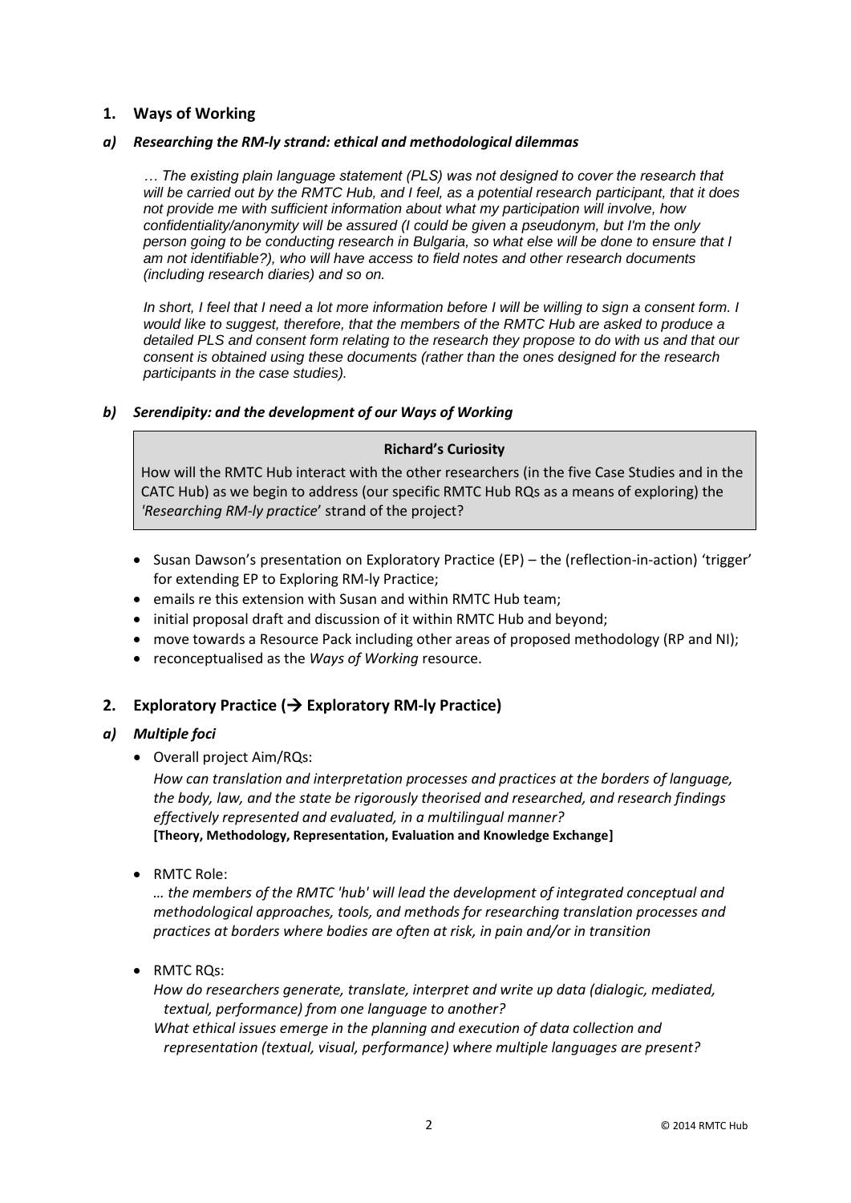## 1. Ways of Working

### *a) Researching the RM-ly strand: ethical and methodological dilemmas*

> *… The existing plain language statement (PLS) was not designed to cover the research that will be carried out by the RMTC Hub, and I feel, as a potential research participant, that it does not provide me with sufficient information about what my participation will involve, how confidentiality/anonymity will be assured (I could be given a pseudonym, but I'm the only person going to be conducting research in Bulgaria, so what else will be done to ensure that I am not identifiable?), who will have access to field notes and other research documents (including research diaries) and so on.*
>
> *In short, I feel that I need a lot more information before I will be willing to sign a consent form. I would like to suggest, therefore, that the members of the RMTC Hub are asked to produce a detailed PLS and consent form relating to the research they propose to do with us and that our consent is obtained using these documents (rather than the ones designed for the research participants in the case studies).*

### *b) Serendipity: and the development of our Ways of Working*

> **Richard's Curiosity**
>
> How will the RMTC Hub interact with the other researchers (in the five Case Studies and in the CATC Hub) as we begin to address (our specific RMTC Hub RQs as a means of exploring) the '*Researching RM-ly practice*' strand of the project?

- Susan Dawson's presentation on Exploratory Practice (EP) – the (reflection-in-action) 'trigger' for extending EP to Exploring RM-ly Practice;
- emails re this extension with Susan and within RMTC Hub team;
- initial proposal draft and discussion of it within RMTC Hub and beyond;
- move towards a Resource Pack including other areas of proposed methodology (RP and NI);
- reconceptualised as the *Ways of Working* resource.

## 2. Exploratory Practice (→ Exploratory RM-ly Practice)

### *a) Multiple foci*

- Overall project Aim/RQs:

  *How can translation and interpretation processes and practices at the borders of language, the body, law, and the state be rigorously theorised and researched, and research findings effectively represented and evaluated, in a multilingual manner?*
  **[Theory, Methodology, Representation, Evaluation and Knowledge Exchange]**

- RMTC Role:

  *… the members of the RMTC 'hub' will lead the development of integrated conceptual and methodological approaches, tools, and methods for researching translation processes and practices at borders where bodies are often at risk, in pain and/or in transition*

- RMTC RQs:

  *How do researchers generate, translate, interpret and write up data (dialogic, mediated, textual, performance) from one language to another?*
  *What ethical issues emerge in the planning and execution of data collection and representation (textual, visual, performance) where multiple languages are present?*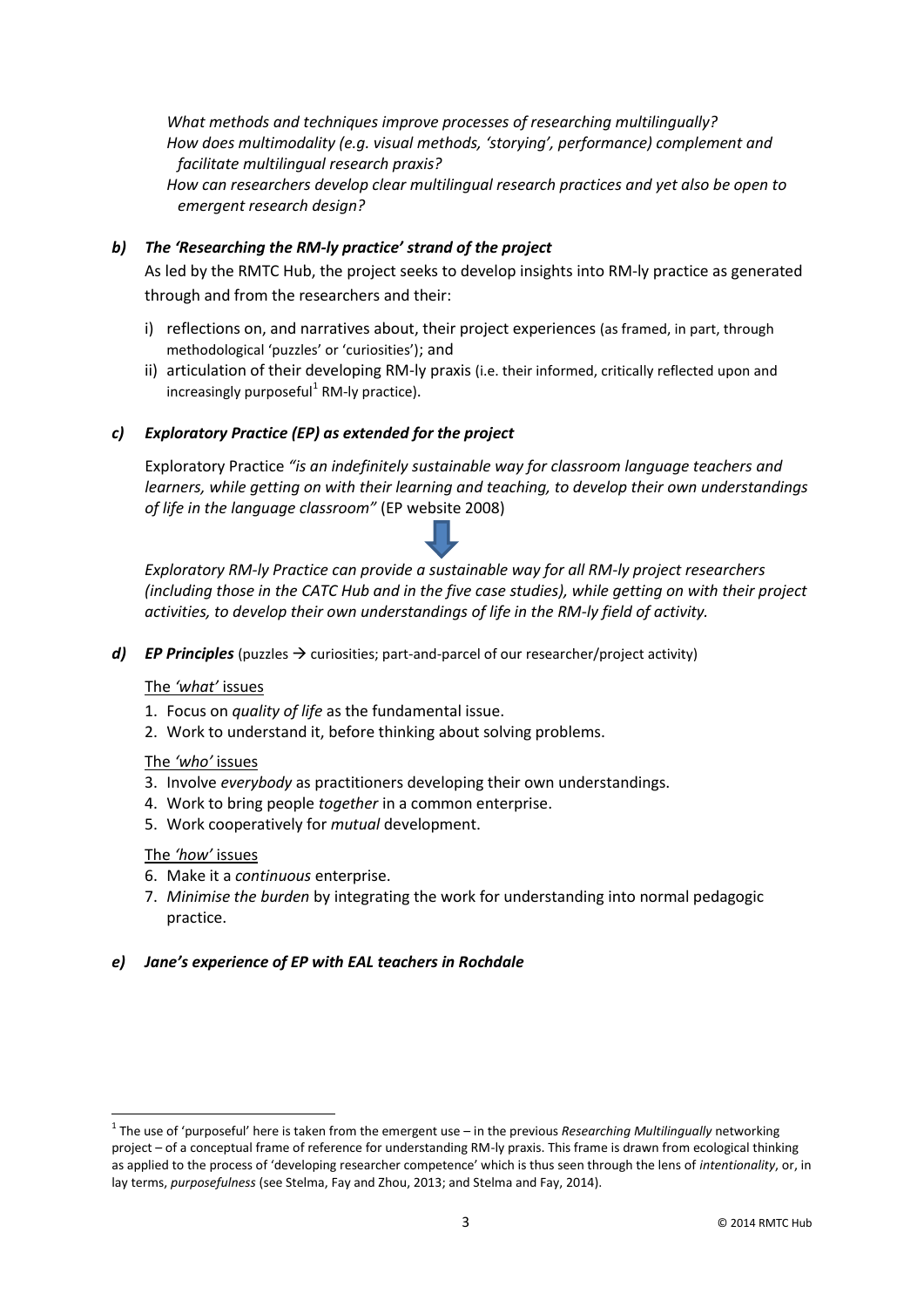*What methods and techniques improve processes of researching multilingually?*
*How does multimodality (e.g. visual methods, 'storying', performance) complement and facilitate multilingual research praxis?*
*How can researchers develop clear multilingual research practices and yet also be open to emergent research design?*

### b) *The 'Researching the RM-ly practice' strand of the project*

As led by the RMTC Hub, the project seeks to develop insights into RM-ly practice as generated through and from the researchers and their:

i) reflections on, and narratives about, their project experiences (as framed, in part, through methodological 'puzzles' or 'curiosities'); and
ii) articulation of their developing RM-ly praxis (i.e. their informed, critically reflected upon and increasingly purposeful[1] RM-ly practice).

### c) *Exploratory Practice (EP) as extended for the project*

Exploratory Practice *"is an indefinitely sustainable way for classroom language teachers and learners, while getting on with their learning and teaching, to develop their own understandings of life in the language classroom"* (EP website 2008)

↓

*Exploratory RM-ly Practice can provide a sustainable way for all RM-ly project researchers (including those in the CATC Hub and in the five case studies), while getting on with their project activities, to develop their own understandings of life in the RM-ly field of activity.*

### d) *EP Principles* (puzzles → curiosities; part-and-parcel of our researcher/project activity)

<u>The *'what'* issues</u>

1. Focus on *quality of life* as the fundamental issue.
2. Work to understand it, before thinking about solving problems.

<u>The *'who'* issues</u>

3. Involve *everybody* as practitioners developing their own understandings.
4. Work to bring people *together* in a common enterprise.
5. Work cooperatively for *mutual* development.

<u>The *'how'* issues</u>

6. Make it a *continuous* enterprise.
7. *Minimise the burden* by integrating the work for understanding into normal pedagogic practice.

### e) *Jane's experience of EP with EAL teachers in Rochdale*

---

[1] The use of 'purposeful' here is taken from the emergent use – in the previous *Researching Multilingually* networking project – of a conceptual frame of reference for understanding RM-ly praxis. This frame is drawn from ecological thinking as applied to the process of 'developing researcher competence' which is thus seen through the lens of *intentionality*, or, in lay terms, *purposefulness* (see Stelma, Fay and Zhou, 2013; and Stelma and Fay, 2014).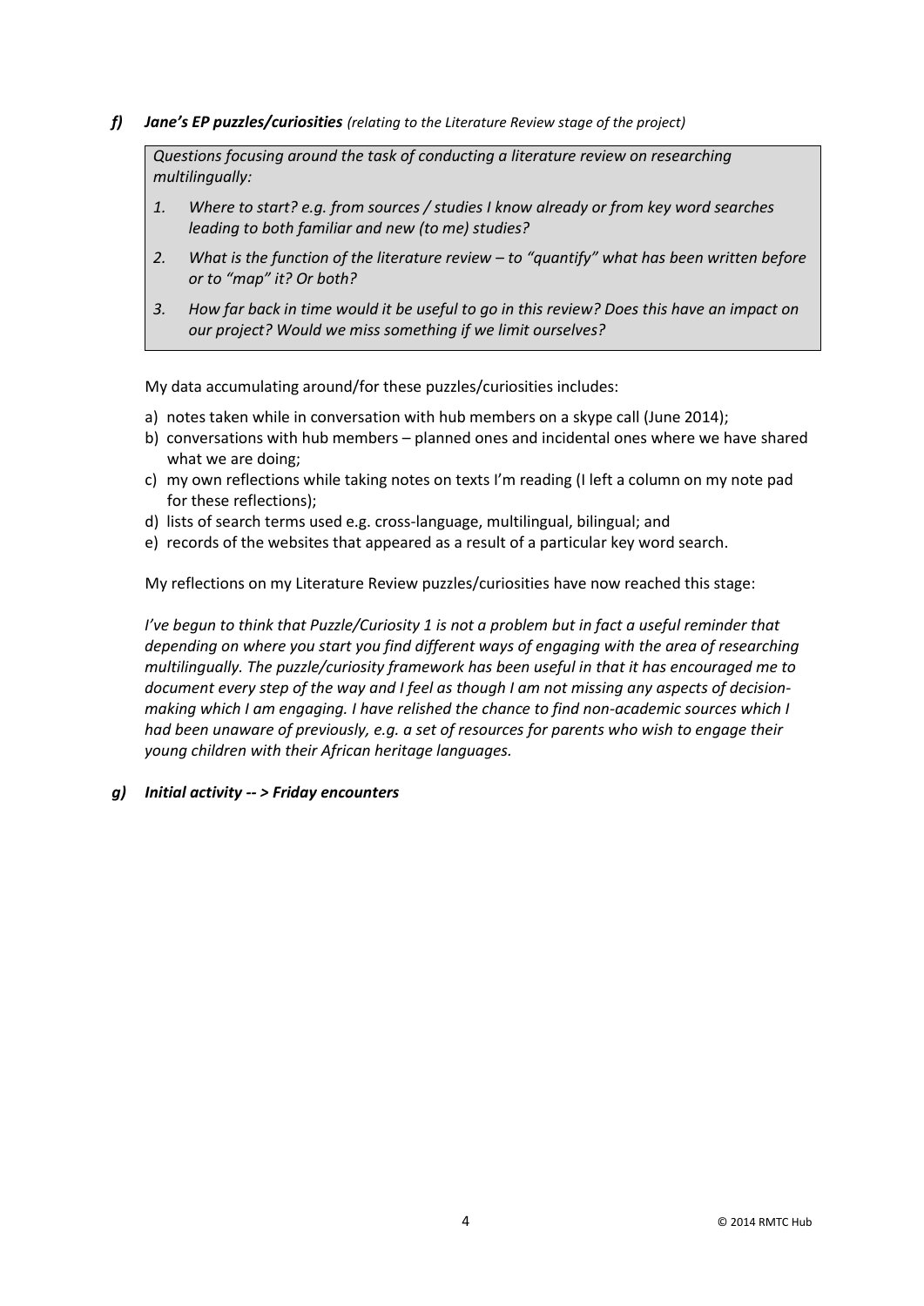***f) Jane's EP puzzles/curiosities*** *(relating to the Literature Review stage of the project)*

> *Questions focusing around the task of conducting a literature review on researching multilingually:*
>
> 1. *Where to start? e.g. from sources / studies I know already or from key word searches leading to both familiar and new (to me) studies?*
> 2. *What is the function of the literature review – to "quantify" what has been written before or to "map" it? Or both?*
> 3. *How far back in time would it be useful to go in this review? Does this have an impact on our project? Would we miss something if we limit ourselves?*

My data accumulating around/for these puzzles/curiosities includes:

a) notes taken while in conversation with hub members on a skype call (June 2014);
b) conversations with hub members – planned ones and incidental ones where we have shared what we are doing;
c) my own reflections while taking notes on texts I'm reading (I left a column on my note pad for these reflections);
d) lists of search terms used e.g. cross-language, multilingual, bilingual; and
e) records of the websites that appeared as a result of a particular key word search.

My reflections on my Literature Review puzzles/curiosities have now reached this stage:

*I've begun to think that Puzzle/Curiosity 1 is not a problem but in fact a useful reminder that depending on where you start you find different ways of engaging with the area of researching multilingually. The puzzle/curiosity framework has been useful in that it has encouraged me to document every step of the way and I feel as though I am not missing any aspects of decision-making which I am engaging. I have relished the chance to find non-academic sources which I had been unaware of previously, e.g. a set of resources for parents who wish to engage their young children with their African heritage languages.*

***g) Initial activity -- > Friday encounters***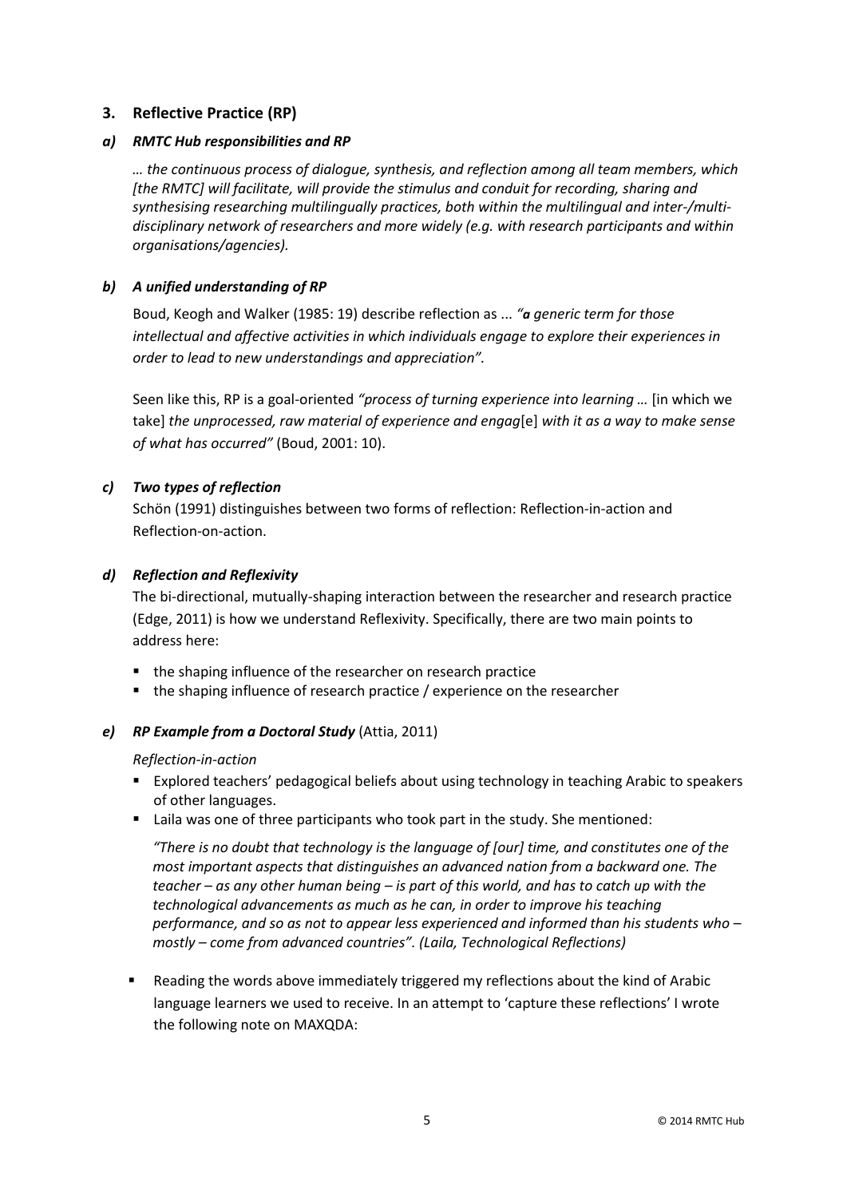## 3. Reflective Practice (RP)

### *a) RMTC Hub responsibilities and RP*

*… the continuous process of dialogue, synthesis, and reflection among all team members, which [the RMTC] will facilitate, will provide the stimulus and conduit for recording, sharing and synthesising researching multilingually practices, both within the multilingual and inter-/multi-disciplinary network of researchers and more widely (e.g. with research participants and within organisations/agencies).*

### *b) A unified understanding of RP*

Boud, Keogh and Walker (1985: 19) describe reflection as ... *"**a** generic term for those intellectual and affective activities in which individuals engage to explore their experiences in order to lead to new understandings and appreciation".*

Seen like this, RP is a goal-oriented *"process of turning experience into learning …* [in which we take] *the unprocessed, raw material of experience and engag*[e] *with it as a way to make sense of what has occurred"* (Boud, 2001: 10).

### *c) Two types of reflection*

Schön (1991) distinguishes between two forms of reflection: Reflection-in-action and Reflection-on-action.

### *d) Reflection and Reflexivity*

The bi-directional, mutually-shaping interaction between the researcher and research practice (Edge, 2011) is how we understand Reflexivity. Specifically, there are two main points to address here:

- the shaping influence of the researcher on research practice
- the shaping influence of research practice / experience on the researcher

### *e) RP Example from a Doctoral Study* (Attia, 2011)

*Reflection-in-action*

- Explored teachers' pedagogical beliefs about using technology in teaching Arabic to speakers of other languages.
- Laila was one of three participants who took part in the study. She mentioned:

  *"There is no doubt that technology is the language of [our] time, and constitutes one of the most important aspects that distinguishes an advanced nation from a backward one. The teacher – as any other human being – is part of this world, and has to catch up with the technological advancements as much as he can, in order to improve his teaching performance, and so as not to appear less experienced and informed than his students who – mostly – come from advanced countries". (Laila, Technological Reflections)*

- Reading the words above immediately triggered my reflections about the kind of Arabic language learners we used to receive. In an attempt to 'capture these reflections' I wrote the following note on MAXQDA: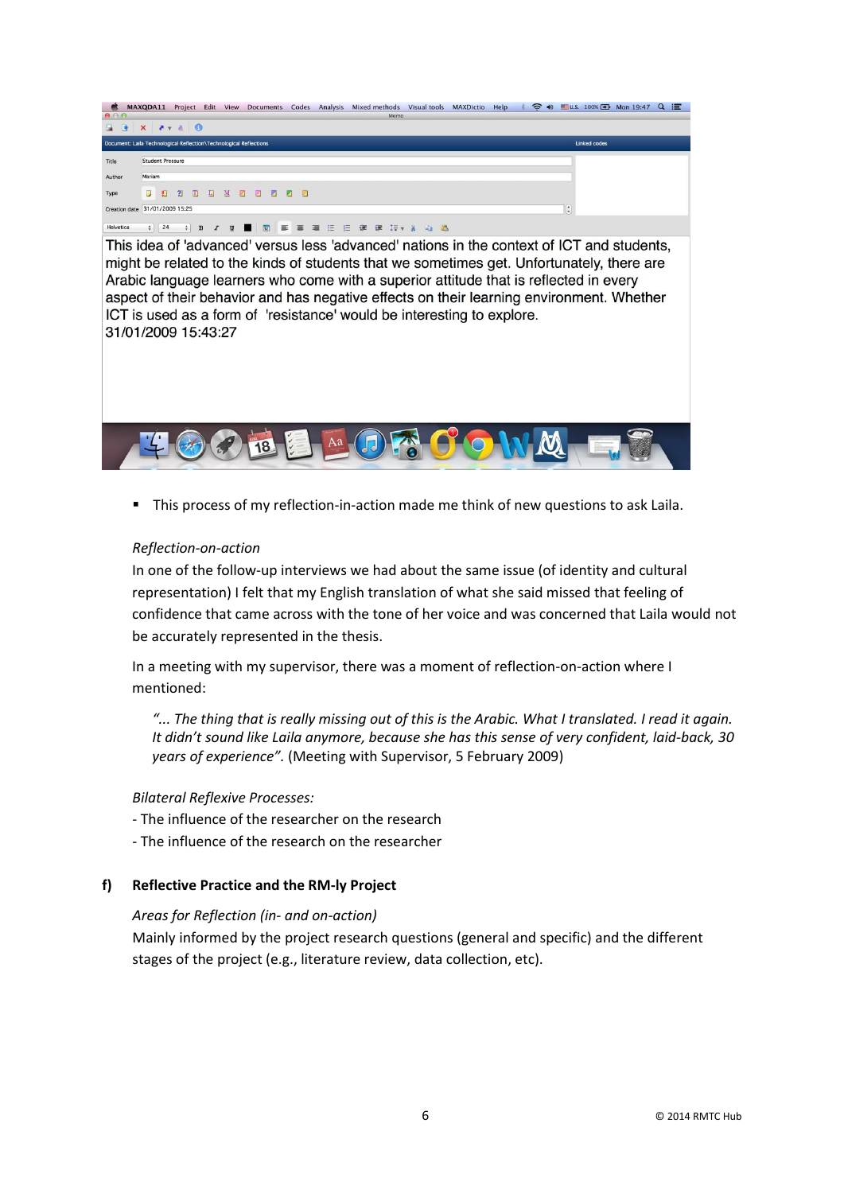This idea of 'advanced' versus less 'advanced' nations in the context of ICT and students, might be related to the kinds of students that we sometimes get. Unfortunately, there are Arabic language learners who come with a superior attitude that is reflected in every aspect of their behavior and has negative effects on their learning environment. Whether ICT is used as a form of 'resistance' would be interesting to explore.
31/01/2009 15:43:27

- This process of my reflection-in-action made me think of new questions to ask Laila.

*Reflection-on-action*

In one of the follow-up interviews we had about the same issue (of identity and cultural representation) I felt that my English translation of what she said missed that feeling of confidence that came across with the tone of her voice and was concerned that Laila would not be accurately represented in the thesis.

In a meeting with my supervisor, there was a moment of reflection-on-action where I mentioned:

> *"... The thing that is really missing out of this is the Arabic. What I translated. I read it again. It didn't sound like Laila anymore, because she has this sense of very confident, laid-back, 30 years of experience".* (Meeting with Supervisor, 5 February 2009)

*Bilateral Reflexive Processes:*

- The influence of the researcher on the research
- The influence of the research on the researcher

## f) Reflective Practice and the RM-ly Project

*Areas for Reflection (in- and on-action)*

Mainly informed by the project research questions (general and specific) and the different stages of the project (e.g., literature review, data collection, etc).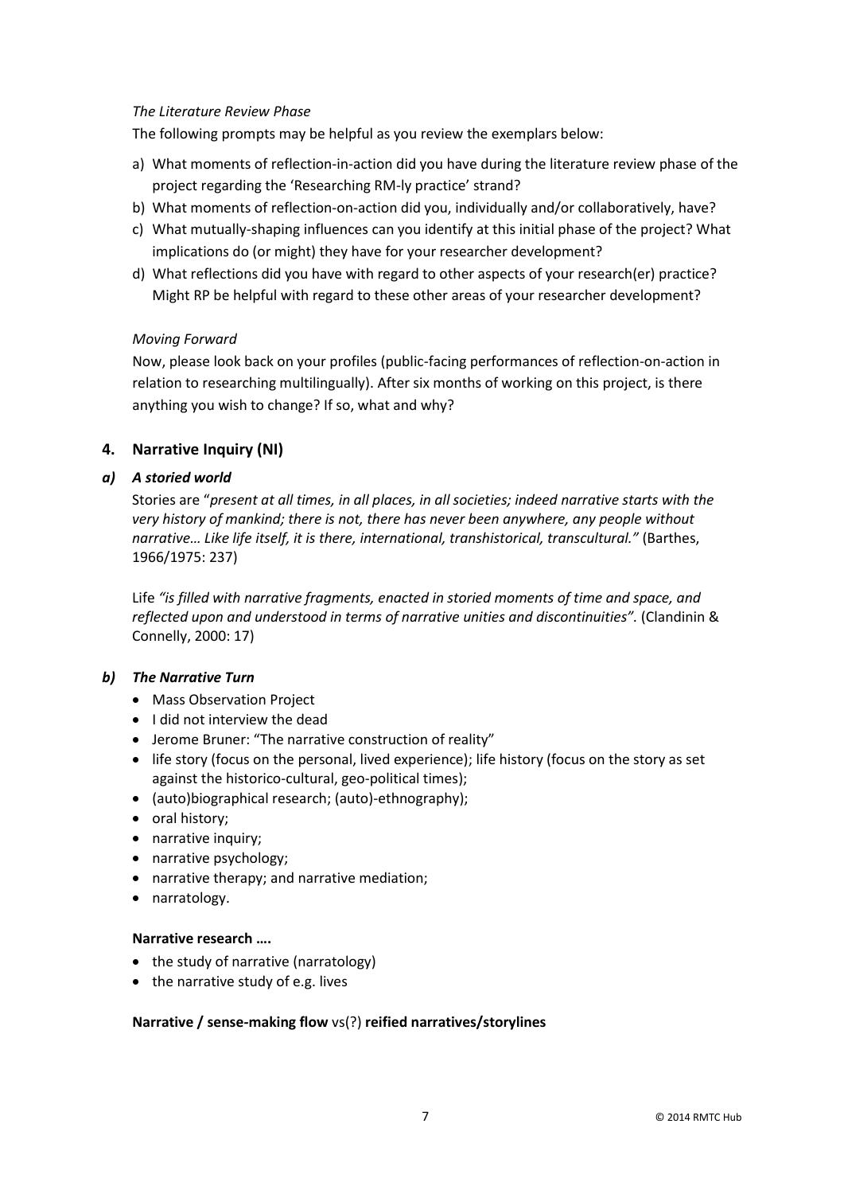*The Literature Review Phase*

The following prompts may be helpful as you review the exemplars below:

a) What moments of reflection-in-action did you have during the literature review phase of the project regarding the 'Researching RM-ly practice' strand?
b) What moments of reflection-on-action did you, individually and/or collaboratively, have?
c) What mutually-shaping influences can you identify at this initial phase of the project? What implications do (or might) they have for your researcher development?
d) What reflections did you have with regard to other aspects of your research(er) practice? Might RP be helpful with regard to these other areas of your researcher development?

*Moving Forward*

Now, please look back on your profiles (public-facing performances of reflection-on-action in relation to researching multilingually). After six months of working on this project, is there anything you wish to change? If so, what and why?

## 4. Narrative Inquiry (NI)

### *a) A storied world*

Stories are "*present at all times, in all places, in all societies; indeed narrative starts with the very history of mankind; there is not, there has never been anywhere, any people without narrative… Like life itself, it is there, international, transhistorical, transcultural.*" (Barthes, 1966/1975: 237)

Life *"is filled with narrative fragments, enacted in storied moments of time and space, and reflected upon and understood in terms of narrative unities and discontinuities".* (Clandinin & Connelly, 2000: 17)

### *b) The Narrative Turn*

- Mass Observation Project
- I did not interview the dead
- Jerome Bruner: "The narrative construction of reality"
- life story (focus on the personal, lived experience); life history (focus on the story as set against the historico-cultural, geo-political times);
- (auto)biographical research; (auto)-ethnography);
- oral history;
- narrative inquiry;
- narrative psychology;
- narrative therapy; and narrative mediation;
- narratology.

**Narrative research ….**

- the study of narrative (narratology)
- the narrative study of e.g. lives

**Narrative / sense-making flow** vs(?) **reified narratives/storylines**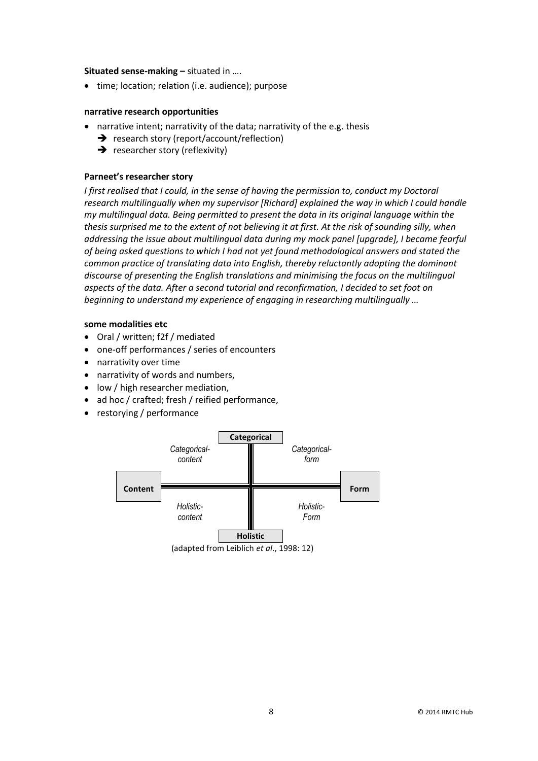**Situated sense-making –** situated in ….

- time; location; relation (i.e. audience); purpose

**narrative research opportunities**

- narrative intent; narrativity of the data; narrativity of the e.g. thesis
  - ➔ research story (report/account/reflection)
  - ➔ researcher story (reflexivity)

**Parneet's researcher story**

*I first realised that I could, in the sense of having the permission to, conduct my Doctoral research multilingually when my supervisor [Richard] explained the way in which I could handle my multilingual data. Being permitted to present the data in its original language within the thesis surprised me to the extent of not believing it at first. At the risk of sounding silly, when addressing the issue about multilingual data during my mock panel [upgrade], I became fearful of being asked questions to which I had not yet found methodological answers and stated the common practice of translating data into English, thereby reluctantly adopting the dominant discourse of presenting the English translations and minimising the focus on the multilingual aspects of the data. After a second tutorial and reconfirmation, I decided to set foot on beginning to understand my experience of engaging in researching multilingually …*

**some modalities etc**

- Oral / written; f2f / mediated
- one-off performances / series of encounters
- narrativity over time
- narrativity of words and numbers,
- low / high researcher mediation,
- ad hoc / crafted; fresh / reified performance,
- restorying / performance

**Categorical**

*Categorical-content* | *Categorical-form*

**Content** — **Form**

*Holistic-content* | *Holistic-Form*

**Holistic**

(adapted from Leiblich *et al*., 1998: 12)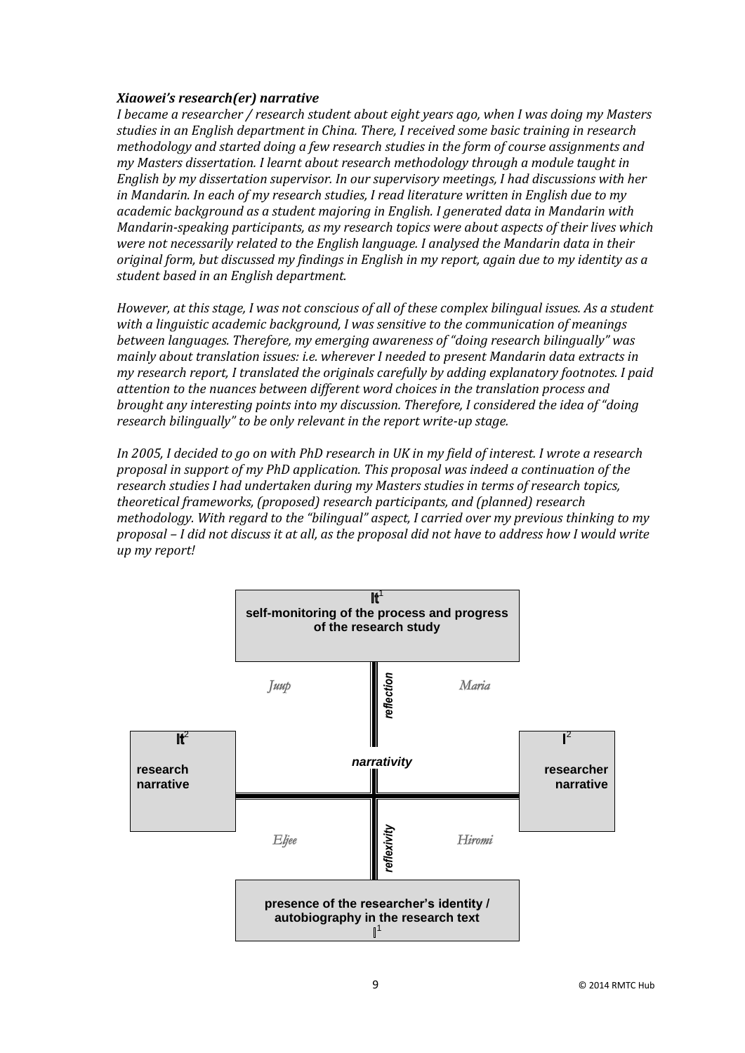***Xiaowei's research(er) narrative***

*I became a researcher / research student about eight years ago, when I was doing my Masters studies in an English department in China. There, I received some basic training in research methodology and started doing a few research studies in the form of course assignments and my Masters dissertation. I learnt about research methodology through a module taught in English by my dissertation supervisor. In our supervisory meetings, I had discussions with her in Mandarin. In each of my research studies, I read literature written in English due to my academic background as a student majoring in English. I generated data in Mandarin with Mandarin-speaking participants, as my research topics were about aspects of their lives which were not necessarily related to the English language. I analysed the Mandarin data in their original form, but discussed my findings in English in my report, again due to my identity as a student based in an English department.*

*However, at this stage, I was not conscious of all of these complex bilingual issues. As a student with a linguistic academic background, I was sensitive to the communication of meanings between languages. Therefore, my emerging awareness of "doing research bilingually" was mainly about translation issues: i.e. wherever I needed to present Mandarin data extracts in my research report, I translated the originals carefully by adding explanatory footnotes. I paid attention to the nuances between different word choices in the translation process and brought any interesting points into my discussion. Therefore, I considered the idea of "doing research bilingually" to be only relevant in the report write-up stage.*

*In 2005, I decided to go on with PhD research in UK in my field of interest. I wrote a research proposal in support of my PhD application. This proposal was indeed a continuation of the research studies I had undertaken during my Masters studies in terms of research topics, theoretical frameworks, (proposed) research participants, and (planned) research methodology. With regard to the "bilingual" aspect, I carried over my previous thinking to my proposal – I did not discuss it at all, as the proposal did not have to address how I would write up my report!*

It[1]
self-monitoring of the process and progress of the research study

Juup

reflection

Maria

It[2]
research narrative

narrativity

I[2]
researcher narrative

Eljee

reflexivity

Hiromi

presence of the researcher's identity / autobiography in the research text
I[1]